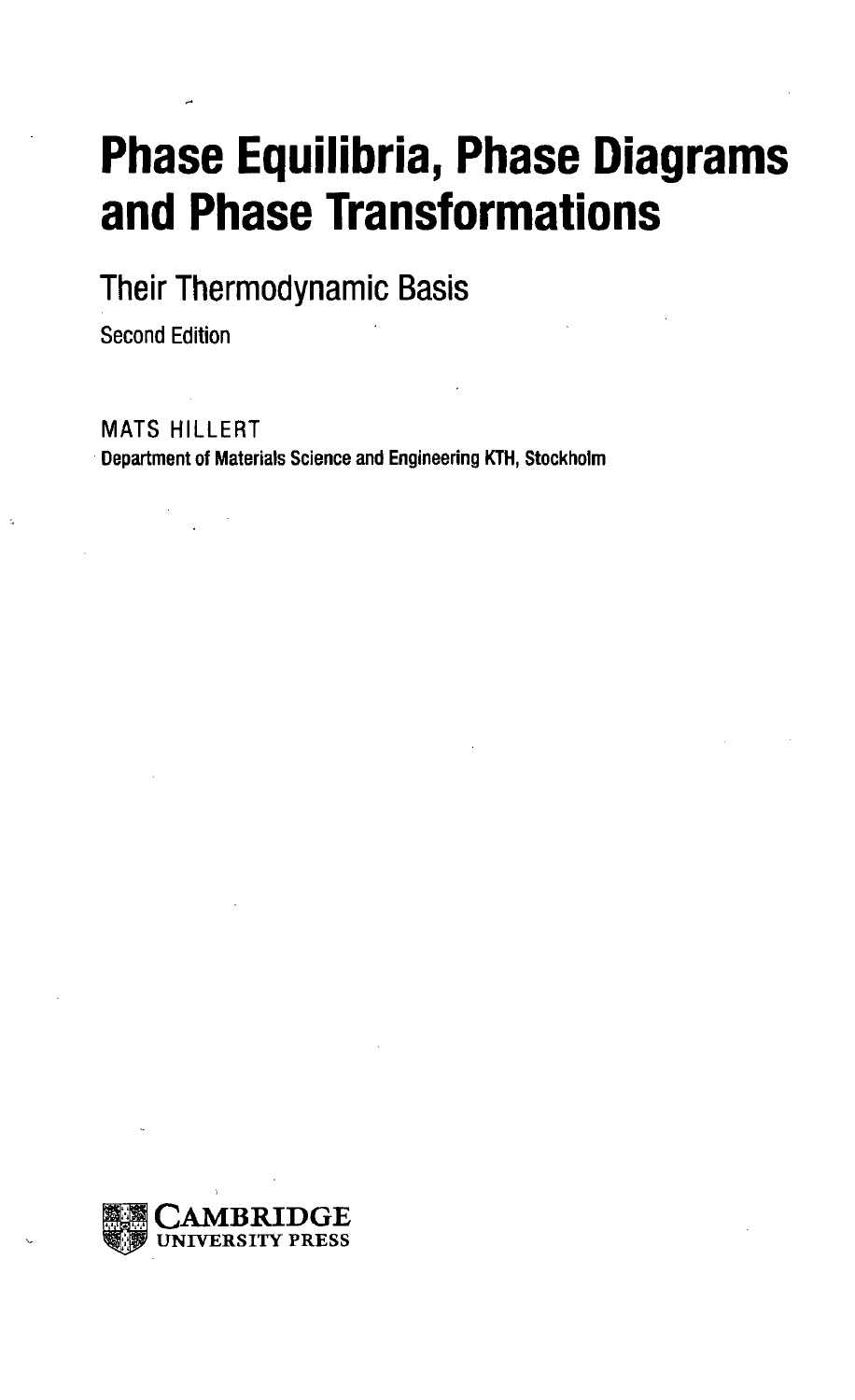# Phase Equilibria, Phase Diagrams and Phase Transformations

## Their Thermodynamic Basis

Second Edition

MATS HILLERT

**Department of Materials Science and Engineering KTH, Stockholm**

CAMBRIDGE
UNIVERSITY PRESS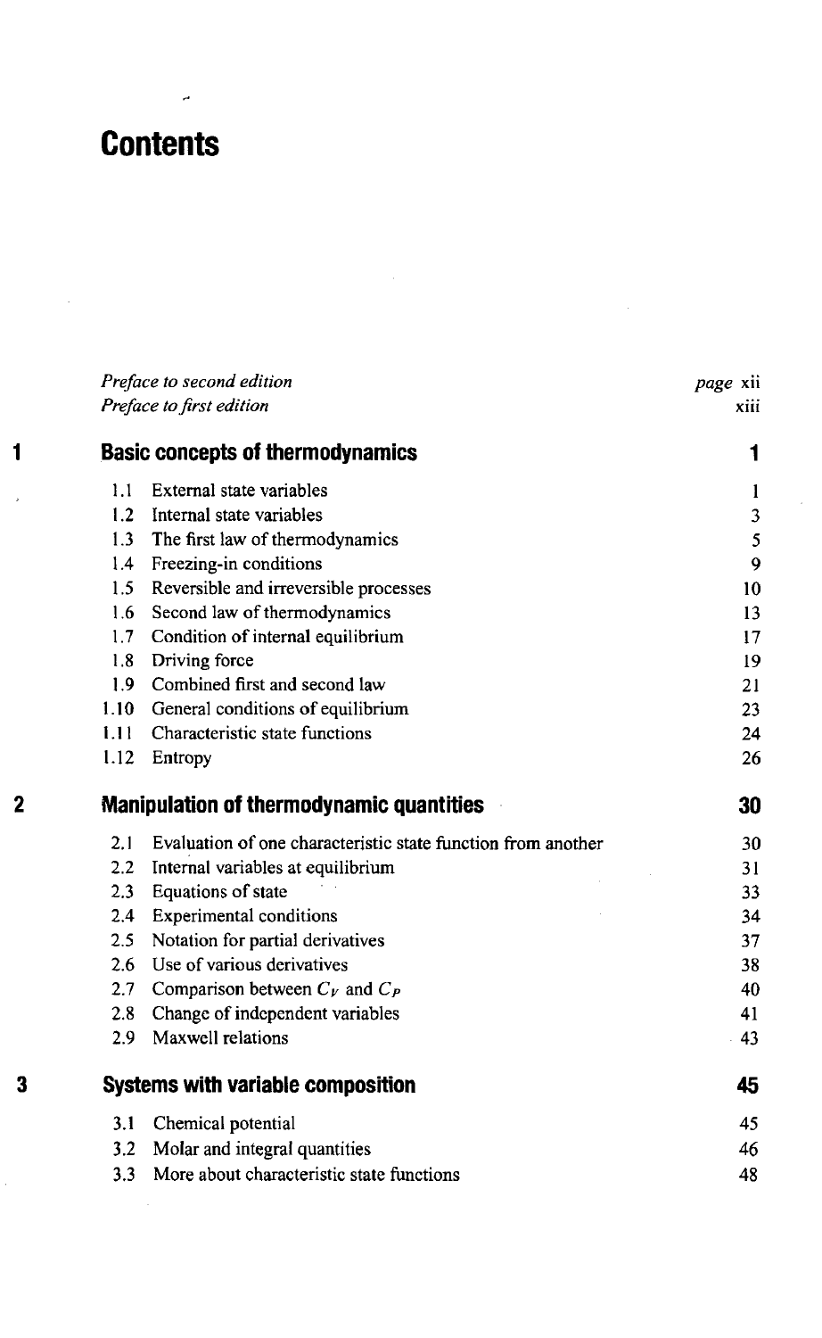# Contents

| | | |
|---|---|---|
| | *Preface to second edition* | *page* xii |
| | *Preface to first edition* | xiii |
| **1** | **Basic concepts of thermodynamics** | **1** |
| 1.1 | External state variables | 1 |
| 1.2 | Internal state variables | 3 |
| 1.3 | The first law of thermodynamics | 5 |
| 1.4 | Freezing-in conditions | 9 |
| 1.5 | Reversible and irreversible processes | 10 |
| 1.6 | Second law of thermodynamics | 13 |
| 1.7 | Condition of internal equilibrium | 17 |
| 1.8 | Driving force | 19 |
| 1.9 | Combined first and second law | 21 |
| 1.10 | General conditions of equilibrium | 23 |
| 1.11 | Characteristic state functions | 24 |
| 1.12 | Entropy | 26 |
| **2** | **Manipulation of thermodynamic quantities** | **30** |
| 2.1 | Evaluation of one characteristic state function from another | 30 |
| 2.2 | Internal variables at equilibrium | 31 |
| 2.3 | Equations of state | 33 |
| 2.4 | Experimental conditions | 34 |
| 2.5 | Notation for partial derivatives | 37 |
| 2.6 | Use of various derivatives | 38 |
| 2.7 | Comparison between $C_V$ and $C_P$ | 40 |
| 2.8 | Change of independent variables | 41 |
| 2.9 | Maxwell relations | 43 |
| **3** | **Systems with variable composition** | **45** |
| 3.1 | Chemical potential | 45 |
| 3.2 | Molar and integral quantities | 46 |
| 3.3 | More about characteristic state functions | 48 |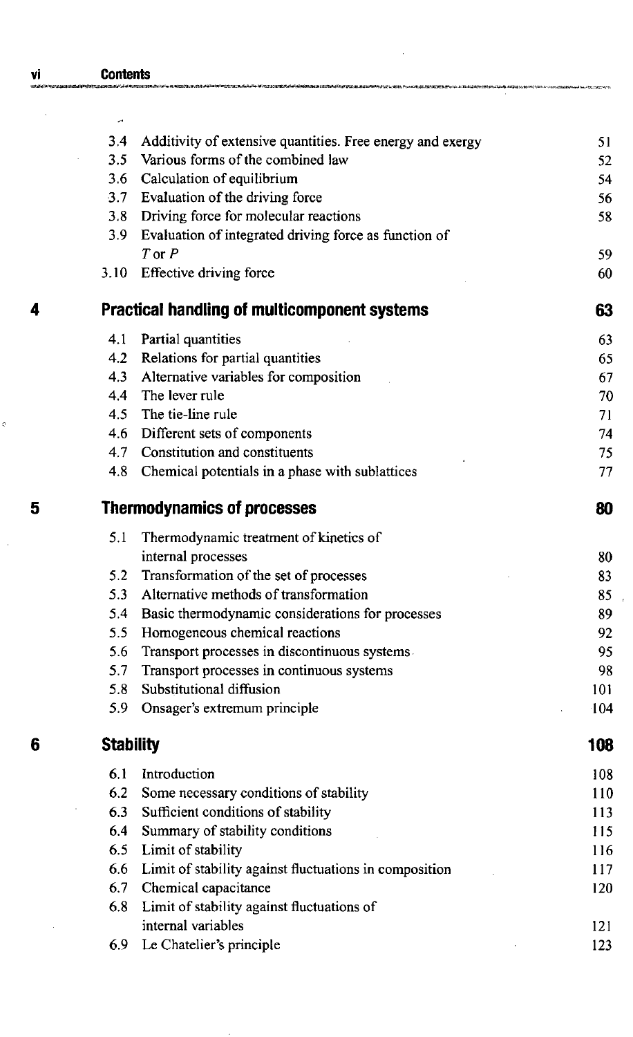| | | |
|---|---|---|
| 3.4 | Additivity of extensive quantities. Free energy and exergy | 51 |
| 3.5 | Various forms of the combined law | 52 |
| 3.6 | Calculation of equilibrium | 54 |
| 3.7 | Evaluation of the driving force | 56 |
| 3.8 | Driving force for molecular reactions | 58 |
| 3.9 | Evaluation of integrated driving force as function of $T$ or $P$ | 59 |
| 3.10 | Effective driving force | 60 |

## 4 Practical handling of multicomponent systems — 63

| | | |
|---|---|---|
| 4.1 | Partial quantities | 63 |
| 4.2 | Relations for partial quantities | 65 |
| 4.3 | Alternative variables for composition | 67 |
| 4.4 | The lever rule | 70 |
| 4.5 | The tie-line rule | 71 |
| 4.6 | Different sets of components | 74 |
| 4.7 | Constitution and constituents | 75 |
| 4.8 | Chemical potentials in a phase with sublattices | 77 |

## 5 Thermodynamics of processes — 80

| | | |
|---|---|---|
| 5.1 | Thermodynamic treatment of kinetics of internal processes | 80 |
| 5.2 | Transformation of the set of processes | 83 |
| 5.3 | Alternative methods of transformation | 85 |
| 5.4 | Basic thermodynamic considerations for processes | 89 |
| 5.5 | Homogeneous chemical reactions | 92 |
| 5.6 | Transport processes in discontinuous systems | 95 |
| 5.7 | Transport processes in continuous systems | 98 |
| 5.8 | Substitutional diffusion | 101 |
| 5.9 | Onsager's extremum principle | 104 |

## 6 Stability — 108

| | | |
|---|---|---|
| 6.1 | Introduction | 108 |
| 6.2 | Some necessary conditions of stability | 110 |
| 6.3 | Sufficient conditions of stability | 113 |
| 6.4 | Summary of stability conditions | 115 |
| 6.5 | Limit of stability | 116 |
| 6.6 | Limit of stability against fluctuations in composition | 117 |
| 6.7 | Chemical capacitance | 120 |
| 6.8 | Limit of stability against fluctuations of internal variables | 121 |
| 6.9 | Le Chatelier's principle | 123 |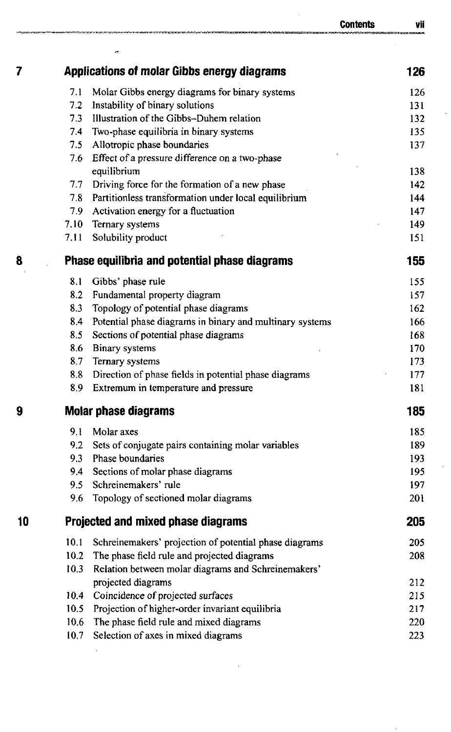| | | |
|---|---|---|
| **7** | **Applications of molar Gibbs energy diagrams** | **126** |
| 7.1 | Molar Gibbs energy diagrams for binary systems | 126 |
| 7.2 | Instability of binary solutions | 131 |
| 7.3 | Illustration of the Gibbs–Duhem relation | 132 |
| 7.4 | Two-phase equilibria in binary systems | 135 |
| 7.5 | Allotropic phase boundaries | 137 |
| 7.6 | Effect of a pressure difference on a two-phase equilibrium | 138 |
| 7.7 | Driving force for the formation of a new phase | 142 |
| 7.8 | Partitionless transformation under local equilibrium | 144 |
| 7.9 | Activation energy for a fluctuation | 147 |
| 7.10 | Ternary systems | 149 |
| 7.11 | Solubility product | 151 |
| **8** | **Phase equilibria and potential phase diagrams** | **155** |
| 8.1 | Gibbs' phase rule | 155 |
| 8.2 | Fundamental property diagram | 157 |
| 8.3 | Topology of potential phase diagrams | 162 |
| 8.4 | Potential phase diagrams in binary and multinary systems | 166 |
| 8.5 | Sections of potential phase diagrams | 168 |
| 8.6 | Binary systems | 170 |
| 8.7 | Ternary systems | 173 |
| 8.8 | Direction of phase fields in potential phase diagrams | 177 |
| 8.9 | Extremum in temperature and pressure | 181 |
| **9** | **Molar phase diagrams** | **185** |
| 9.1 | Molar axes | 185 |
| 9.2 | Sets of conjugate pairs containing molar variables | 189 |
| 9.3 | Phase boundaries | 193 |
| 9.4 | Sections of molar phase diagrams | 195 |
| 9.5 | Schreinemakers' rule | 197 |
| 9.6 | Topology of sectioned molar diagrams | 201 |
| **10** | **Projected and mixed phase diagrams** | **205** |
| 10.1 | Schreinemakers' projection of potential phase diagrams | 205 |
| 10.2 | The phase field rule and projected diagrams | 208 |
| 10.3 | Relation between molar diagrams and Schreinemakers' projected diagrams | 212 |
| 10.4 | Coincidence of projected surfaces | 215 |
| 10.5 | Projection of higher-order invariant equilibria | 217 |
| 10.6 | The phase field rule and mixed diagrams | 220 |
| 10.7 | Selection of axes in mixed diagrams | 223 |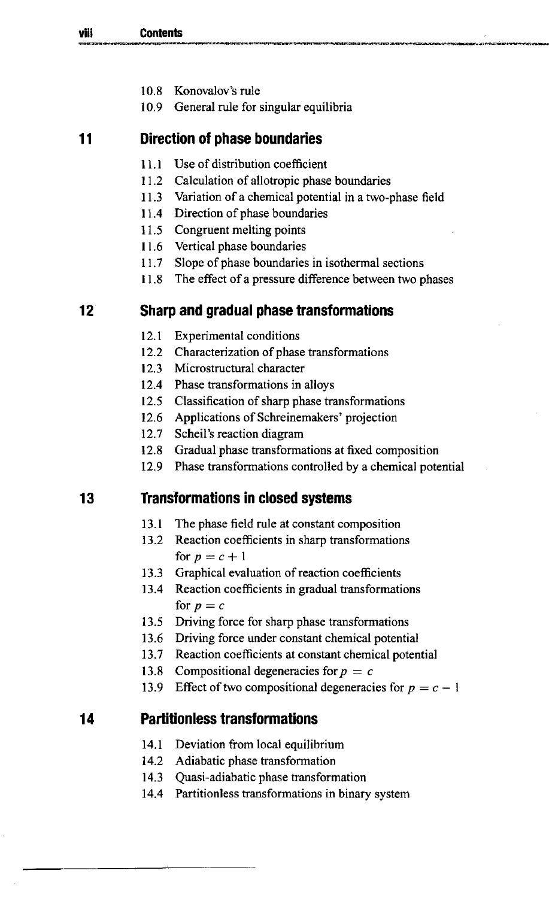10.8 Konovalov's rule
10.9 General rule for singular equilibria

## 11 Direction of phase boundaries

11.1 Use of distribution coefficient
11.2 Calculation of allotropic phase boundaries
11.3 Variation of a chemical potential in a two-phase field
11.4 Direction of phase boundaries
11.5 Congruent melting points
11.6 Vertical phase boundaries
11.7 Slope of phase boundaries in isothermal sections
11.8 The effect of a pressure difference between two phases

## 12 Sharp and gradual phase transformations

12.1 Experimental conditions
12.2 Characterization of phase transformations
12.3 Microstructural character
12.4 Phase transformations in alloys
12.5 Classification of sharp phase transformations
12.6 Applications of Schreinemakers' projection
12.7 Scheil's reaction diagram
12.8 Gradual phase transformations at fixed composition
12.9 Phase transformations controlled by a chemical potential

## 13 Transformations in closed systems

13.1 The phase field rule at constant composition
13.2 Reaction coefficients in sharp transformations for $p = c + 1$
13.3 Graphical evaluation of reaction coefficients
13.4 Reaction coefficients in gradual transformations for $p = c$
13.5 Driving force for sharp phase transformations
13.6 Driving force under constant chemical potential
13.7 Reaction coefficients at constant chemical potential
13.8 Compositional degeneracies for $p = c$
13.9 Effect of two compositional degeneracies for $p = c - 1$

## 14 Partitionless transformations

14.1 Deviation from local equilibrium
14.2 Adiabatic phase transformation
14.3 Quasi-adiabatic phase transformation
14.4 Partitionless transformations in binary system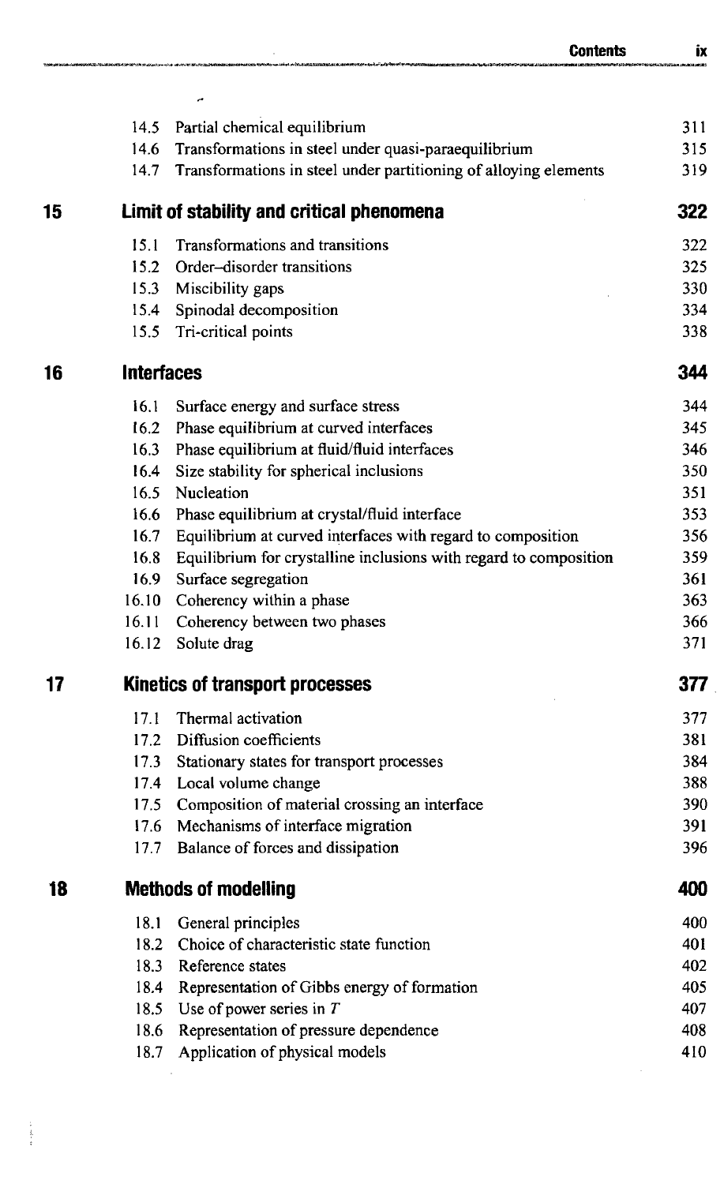| | | |
|---|---|---|
| 14.5 | Partial chemical equilibrium | 311 |
| 14.6 | Transformations in steel under quasi-paraequilibrium | 315 |
| 14.7 | Transformations in steel under partitioning of alloying elements | 319 |

## 15 Limit of stability and critical phenomena — 322

| | | |
|---|---|---|
| 15.1 | Transformations and transitions | 322 |
| 15.2 | Order–disorder transitions | 325 |
| 15.3 | Miscibility gaps | 330 |
| 15.4 | Spinodal decomposition | 334 |
| 15.5 | Tri-critical points | 338 |

## 16 Interfaces — 344

| | | |
|---|---|---|
| 16.1 | Surface energy and surface stress | 344 |
| 16.2 | Phase equilibrium at curved interfaces | 345 |
| 16.3 | Phase equilibrium at fluid/fluid interfaces | 346 |
| 16.4 | Size stability for spherical inclusions | 350 |
| 16.5 | Nucleation | 351 |
| 16.6 | Phase equilibrium at crystal/fluid interface | 353 |
| 16.7 | Equilibrium at curved interfaces with regard to composition | 356 |
| 16.8 | Equilibrium for crystalline inclusions with regard to composition | 359 |
| 16.9 | Surface segregation | 361 |
| 16.10 | Coherency within a phase | 363 |
| 16.11 | Coherency between two phases | 366 |
| 16.12 | Solute drag | 371 |

## 17 Kinetics of transport processes — 377

| | | |
|---|---|---|
| 17.1 | Thermal activation | 377 |
| 17.2 | Diffusion coefficients | 381 |
| 17.3 | Stationary states for transport processes | 384 |
| 17.4 | Local volume change | 388 |
| 17.5 | Composition of material crossing an interface | 390 |
| 17.6 | Mechanisms of interface migration | 391 |
| 17.7 | Balance of forces and dissipation | 396 |

## 18 Methods of modelling — 400

| | | |
|---|---|---|
| 18.1 | General principles | 400 |
| 18.2 | Choice of characteristic state function | 401 |
| 18.3 | Reference states | 402 |
| 18.4 | Representation of Gibbs energy of formation | 405 |
| 18.5 | Use of power series in $T$ | 407 |
| 18.6 | Representation of pressure dependence | 408 |
| 18.7 | Application of physical models | 410 |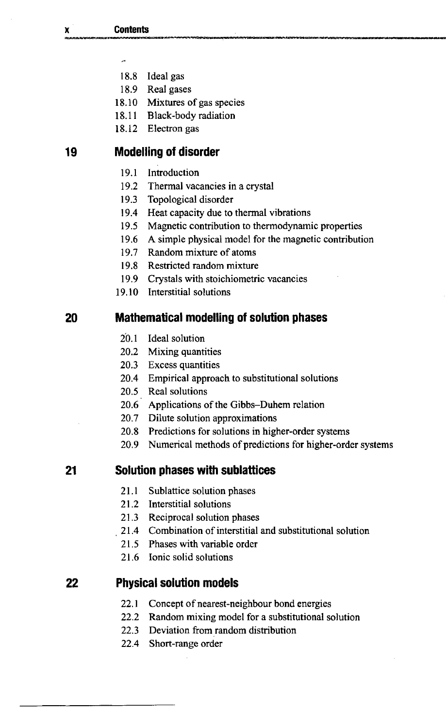18.8 Ideal gas
18.9 Real gases
18.10 Mixtures of gas species
18.11 Black-body radiation
18.12 Electron gas

## 19 Modelling of disorder

19.1 Introduction
19.2 Thermal vacancies in a crystal
19.3 Topological disorder
19.4 Heat capacity due to thermal vibrations
19.5 Magnetic contribution to thermodynamic properties
19.6 A simple physical model for the magnetic contribution
19.7 Random mixture of atoms
19.8 Restricted random mixture
19.9 Crystals with stoichiometric vacancies
19.10 Interstitial solutions

## 20 Mathematical modelling of solution phases

20.1 Ideal solution
20.2 Mixing quantities
20.3 Excess quantities
20.4 Empirical approach to substitutional solutions
20.5 Real solutions
20.6 Applications of the Gibbs–Duhem relation
20.7 Dilute solution approximations
20.8 Predictions for solutions in higher-order systems
20.9 Numerical methods of predictions for higher-order systems

## 21 Solution phases with sublattices

21.1 Sublattice solution phases
21.2 Interstitial solutions
21.3 Reciprocal solution phases
21.4 Combination of interstitial and substitutional solution
21.5 Phases with variable order
21.6 Ionic solid solutions

## 22 Physical solution models

22.1 Concept of nearest-neighbour bond energies
22.2 Random mixing model for a substitutional solution
22.3 Deviation from random distribution
22.4 Short-range order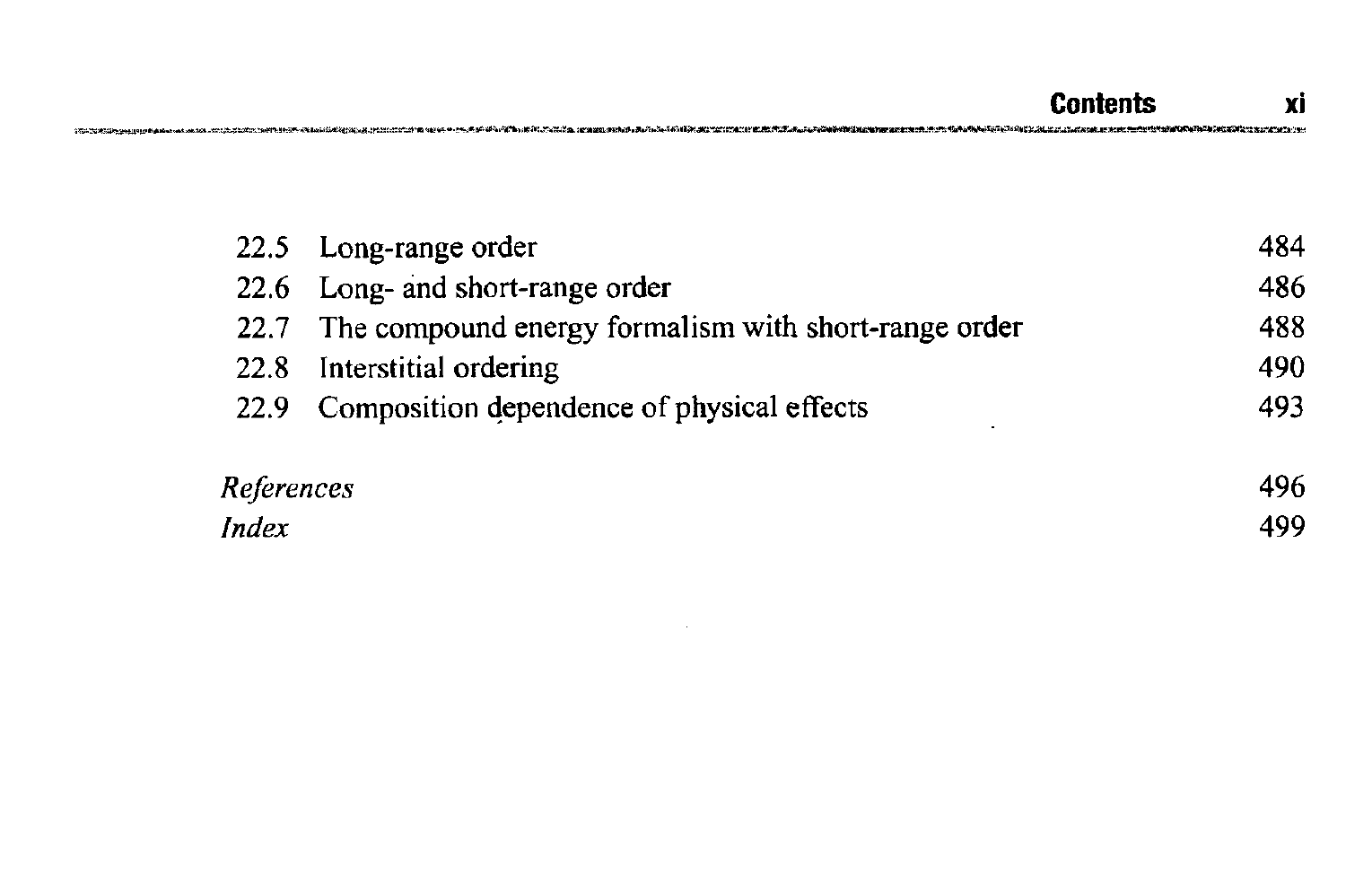22.5 Long-range order 484
22.6 Long- and short-range order 486
22.7 The compound energy formalism with short-range order 488
22.8 Interstitial ordering 490
22.9 Composition dependence of physical effects 493

*References* 496
*Index* 499